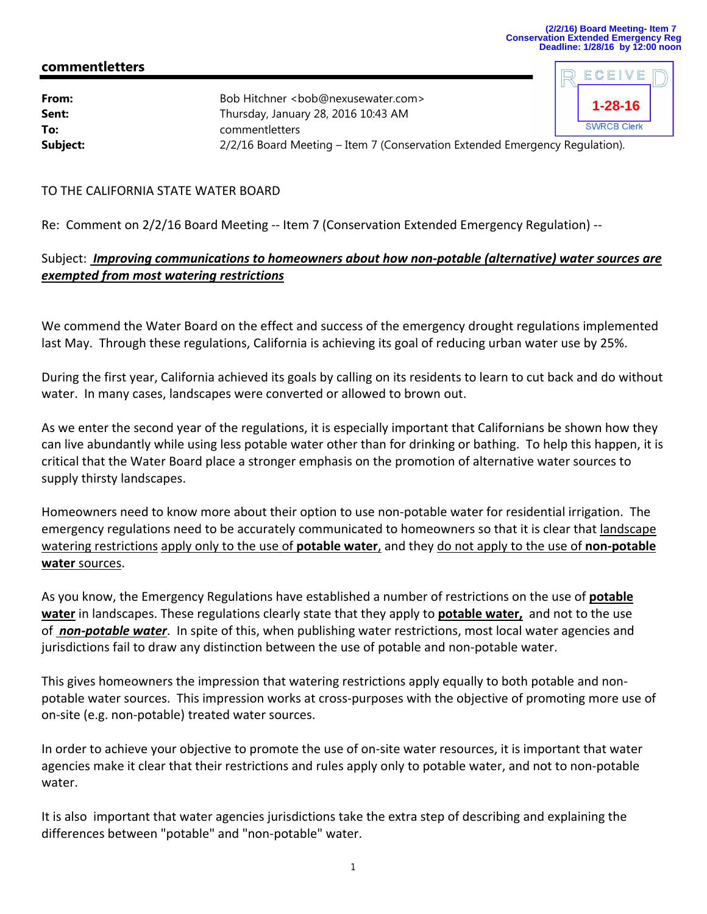(2/2/16) Board Meeting- Item 7
Conservation Extended Emergency Reg
Deadline: 1/28/16 by 12:00 noon

## commentletters

RECEIVED
1-28-16
SWRCB Clerk

**From:** Bob Hitchner <bob@nexusewater.com>
**Sent:** Thursday, January 28, 2016 10:43 AM
**To:** commentletters
**Subject:** 2/2/16 Board Meeting – Item 7 (Conservation Extended Emergency Regulation).

TO THE CALIFORNIA STATE WATER BOARD

Re: Comment on 2/2/16 Board Meeting -- Item 7 (Conservation Extended Emergency Regulation) --

Subject: ***Improving communications to homeowners about how non-potable (alternative) water sources are exempted from most watering restrictions***

We commend the Water Board on the effect and success of the emergency drought regulations implemented last May. Through these regulations, California is achieving its goal of reducing urban water use by 25%.

During the first year, California achieved its goals by calling on its residents to learn to cut back and do without water. In many cases, landscapes were converted or allowed to brown out.

As we enter the second year of the regulations, it is especially important that Californians be shown how they can live abundantly while using less potable water other than for drinking or bathing. To help this happen, it is critical that the Water Board place a stronger emphasis on the promotion of alternative water sources to supply thirsty landscapes.

Homeowners need to know more about their option to use non-potable water for residential irrigation. The emergency regulations need to be accurately communicated to homeowners so that it is clear that landscape watering restrictions apply only to the use of **potable water**, and they do not apply to the use of **non-potable water** sources.

As you know, the Emergency Regulations have established a number of restrictions on the use of **potable water** in landscapes. These regulations clearly state that they apply to **potable water,** and not to the use of ***non-potable water***. In spite of this, when publishing water restrictions, most local water agencies and jurisdictions fail to draw any distinction between the use of potable and non-potable water.

This gives homeowners the impression that watering restrictions apply equally to both potable and non-potable water sources. This impression works at cross-purposes with the objective of promoting more use of on-site (e.g. non-potable) treated water sources.

In order to achieve your objective to promote the use of on-site water resources, it is important that water agencies make it clear that their restrictions and rules apply only to potable water, and not to non-potable water.

It is also important that water agencies jurisdictions take the extra step of describing and explaining the differences between "potable" and "non-potable" water.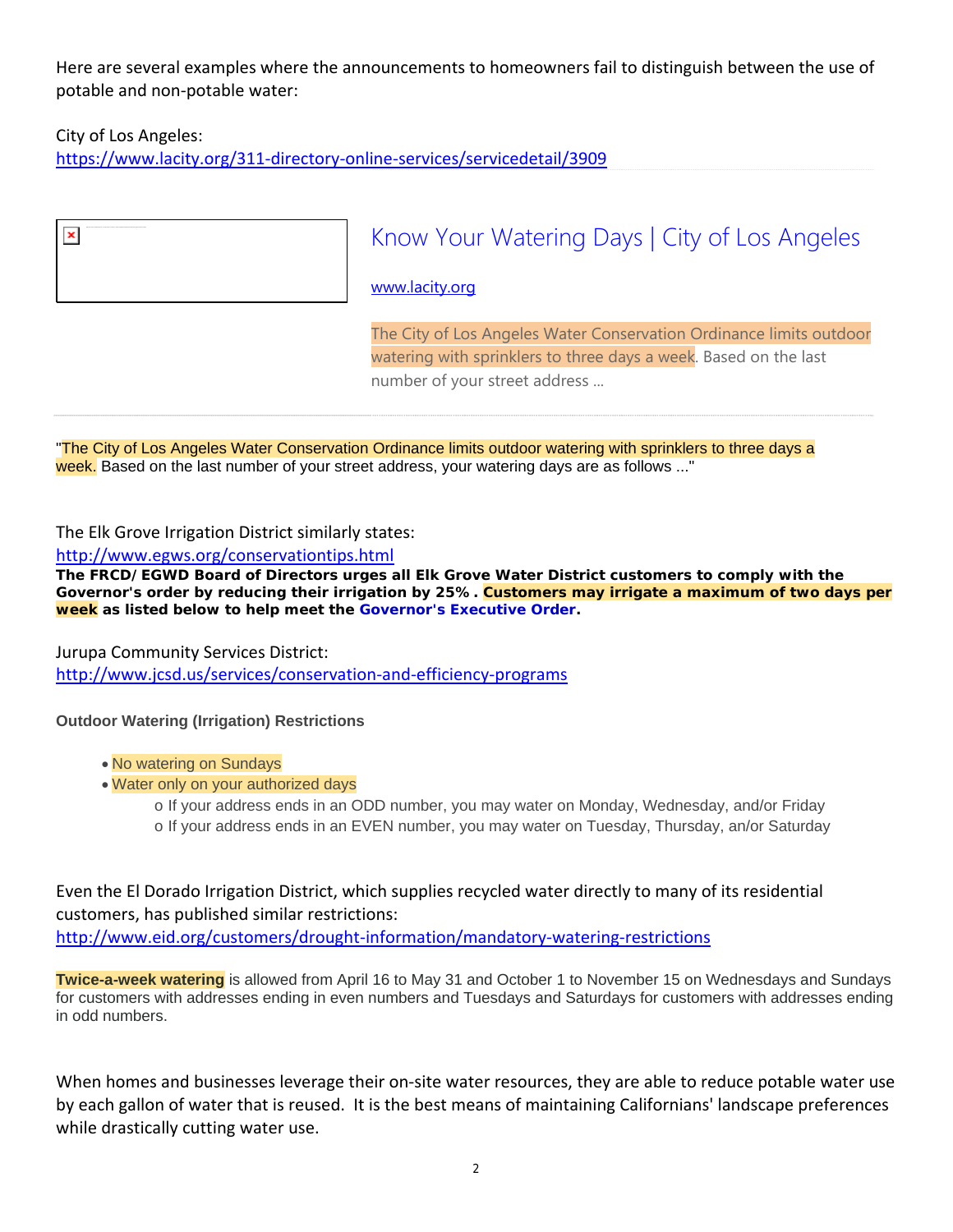Here are several examples where the announcements to homeowners fail to distinguish between the use of potable and non-potable water:

City of Los Angeles:
https://www.lacity.org/311-directory-online-services/servicedetail/3909

Know Your Watering Days | City of Los Angeles

www.lacity.org

The City of Los Angeles Water Conservation Ordinance limits outdoor watering with sprinklers to three days a week. Based on the last number of your street address ...

"The City of Los Angeles Water Conservation Ordinance limits outdoor watering with sprinklers to three days a week. Based on the last number of your street address, your watering days are as follows ..."

The Elk Grove Irrigation District similarly states:
http://www.egws.org/conservationtips.html

**The FRCD/ EGWD Board of Directors urges all Elk Grove Water District customers to comply with the Governor's order by reducing their irrigation by 25% . Customers may irrigate a maximum of two days per week as listed below to help meet the Governor's Executive Order.**

Jurupa Community Services District:
http://www.jcsd.us/services/conservation-and-efficiency-programs

**Outdoor Watering (Irrigation) Restrictions**

- No watering on Sundays
- Water only on your authorized days
  - o If your address ends in an ODD number, you may water on Monday, Wednesday, and/or Friday
  - o If your address ends in an EVEN number, you may water on Tuesday, Thursday, an/or Saturday

Even the El Dorado Irrigation District, which supplies recycled water directly to many of its residential customers, has published similar restrictions:
http://www.eid.org/customers/drought-information/mandatory-watering-restrictions

**Twice-a-week watering** is allowed from April 16 to May 31 and October 1 to November 15 on Wednesdays and Sundays for customers with addresses ending in even numbers and Tuesdays and Saturdays for customers with addresses ending in odd numbers.

When homes and businesses leverage their on-site water resources, they are able to reduce potable water use by each gallon of water that is reused. It is the best means of maintaining Californians' landscape preferences while drastically cutting water use.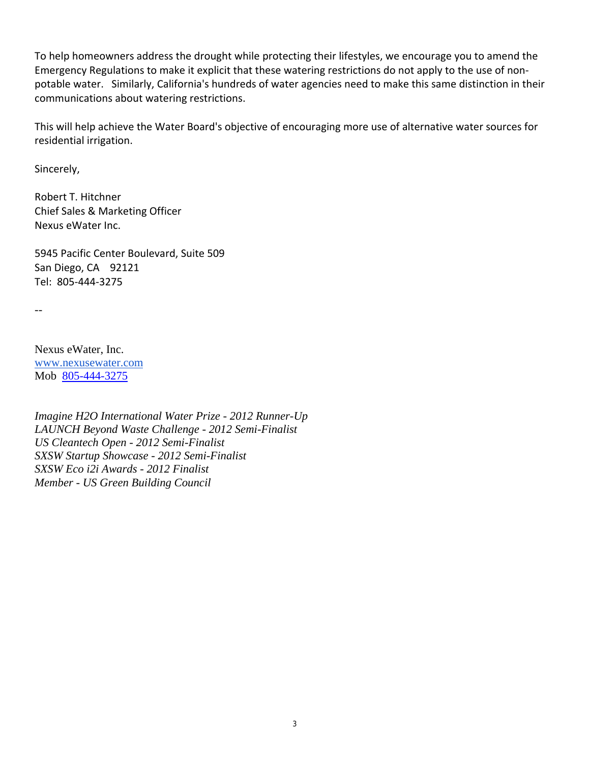To help homeowners address the drought while protecting their lifestyles, we encourage you to amend the Emergency Regulations to make it explicit that these watering restrictions do not apply to the use of non-potable water. Similarly, California's hundreds of water agencies need to make this same distinction in their communications about watering restrictions.

This will help achieve the Water Board's objective of encouraging more use of alternative water sources for residential irrigation.

Sincerely,

Robert T. Hitchner
Chief Sales & Marketing Officer
Nexus eWater Inc.

5945 Pacific Center Boulevard, Suite 509
San Diego, CA 92121
Tel: 805-444-3275

--

Nexus eWater, Inc.
www.nexusewater.com
Mob 805-444-3275

*Imagine H2O International Water Prize - 2012 Runner-Up*
*LAUNCH Beyond Waste Challenge - 2012 Semi-Finalist*
*US Cleantech Open - 2012 Semi-Finalist*
*SXSW Startup Showcase - 2012 Semi-Finalist*
*SXSW Eco i2i Awards - 2012 Finalist*
*Member - US Green Building Council*